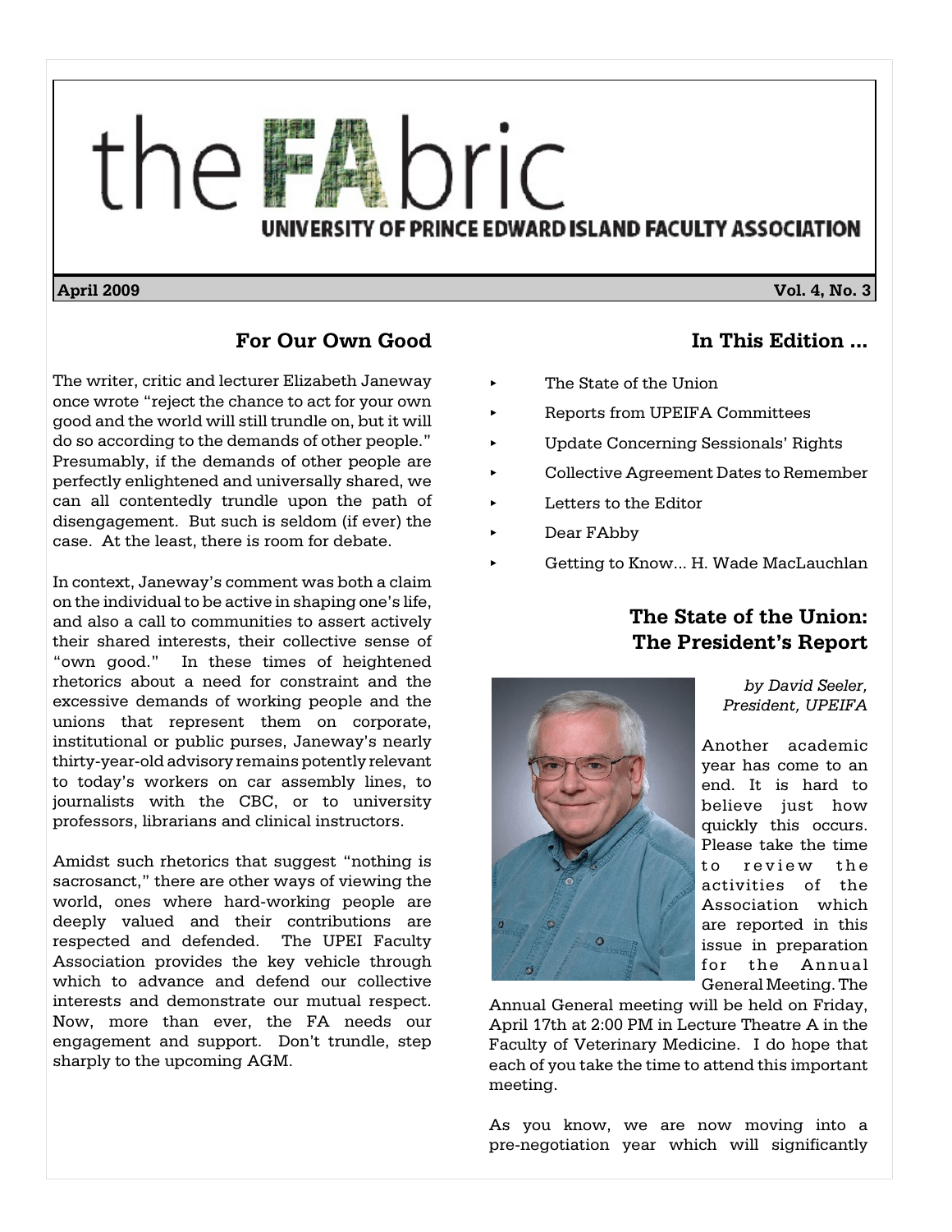# the FAbric

**UNIVERSITY OF PRINCE EDWARD ISLAND FACULTY ASSOCIATION**

**April 2009** **Vol. 4, No. 3**

## For Our Own Good

The writer, critic and lecturer Elizabeth Janeway once wrote "reject the chance to act for your own good and the world will still trundle on, but it will do so according to the demands of other people." Presumably, if the demands of other people are perfectly enlightened and universally shared, we can all contentedly trundle upon the path of disengagement. But such is seldom (if ever) the case. At the least, there is room for debate.

In context, Janeway's comment was both a claim on the individual to be active in shaping one's life, and also a call to communities to assert actively their shared interests, their collective sense of "own good." In these times of heightened rhetorics about a need for constraint and the excessive demands of working people and the unions that represent them on corporate, institutional or public purses, Janeway's nearly thirty-year-old advisory remains potentially relevant to today's workers on car assembly lines, to journalists with the CBC, or to university professors, librarians and clinical instructors.

Amidst such rhetorics that suggest "nothing is sacrosanct," there are other ways of viewing the world, ones where hard-working people are deeply valued and their contributions are respected and defended. The UPEI Faculty Association provides the key vehicle through which to advance and defend our collective interests and demonstrate our mutual respect. Now, more than ever, the FA needs our engagement and support. Don't trundle, step sharply to the upcoming AGM.

## In This Edition ...

- The State of the Union
- Reports from UPEIFA Committees
- Update Concerning Sessionals' Rights
- Collective Agreement Dates to Remember
- Letters to the Editor
- Dear FAbby
- Getting to Know... H. Wade MacLauchlan

## The State of the Union: The President's Report

*by David Seeler, President, UPEIFA*

Another academic year has come to an end. It is hard to believe just how quickly this occurs. Please take the time to review the activities of the Association which are reported in this issue in preparation for the Annual General Meeting. The Annual General meeting will be held on Friday, April 17th at 2:00 PM in Lecture Theatre A in the Faculty of Veterinary Medicine. I do hope that each of you take the time to attend this important meeting.

As you know, we are now moving into a pre-negotiation year which will significantly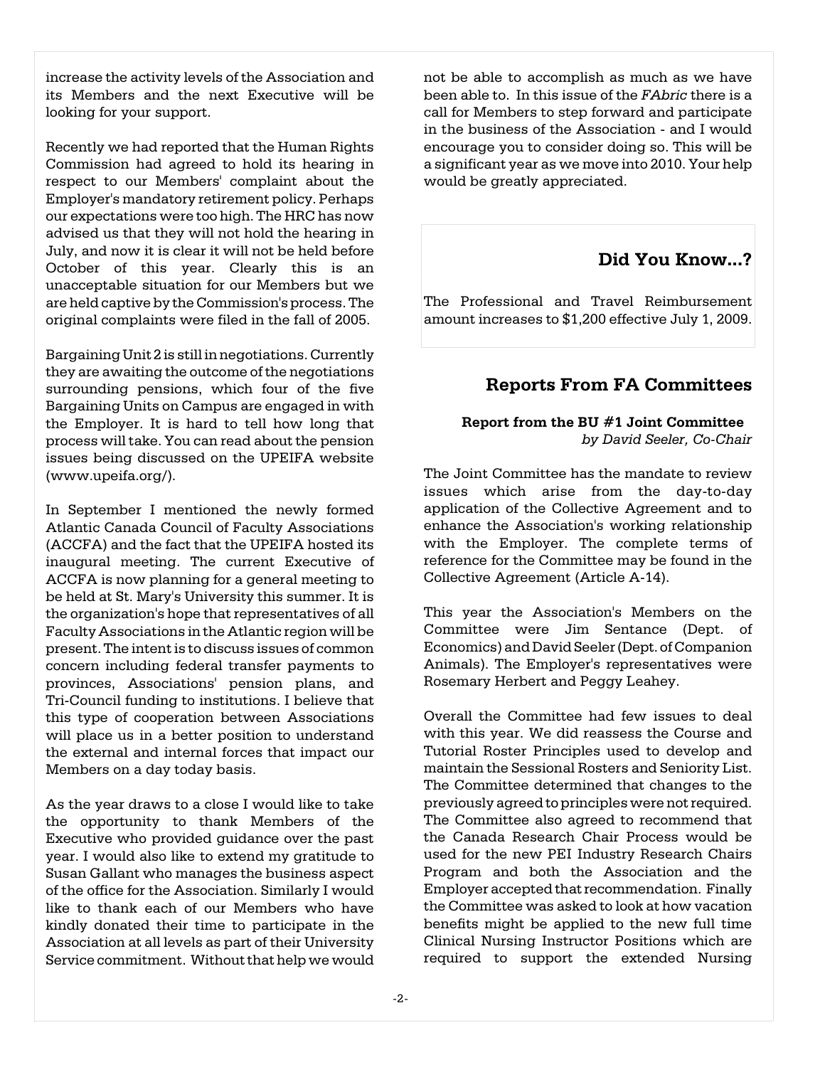increase the activity levels of the Association and its Members and the next Executive will be looking for your support.

Recently we had reported that the Human Rights Commission had agreed to hold its hearing in respect to our Members' complaint about the Employer's mandatory retirement policy. Perhaps our expectations were too high. The HRC has now advised us that they will not hold the hearing in July, and now it is clear it will not be held before October of this year. Clearly this is an unacceptable situation for our Members but we are held captive by the Commission's process. The original complaints were filed in the fall of 2005.

Bargaining Unit 2 is still in negotiations. Currently they are awaiting the outcome of the negotiations surrounding pensions, which four of the five Bargaining Units on Campus are engaged in with the Employer. It is hard to tell how long that process will take. You can read about the pension issues being discussed on the UPEIFA website (www.upeifa.org/).

In September I mentioned the newly formed Atlantic Canada Council of Faculty Associations (ACCFA) and the fact that the UPEIFA hosted its inaugural meeting. The current Executive of ACCFA is now planning for a general meeting to be held at St. Mary's University this summer. It is the organization's hope that representatives of all Faculty Associations in the Atlantic region will be present. The intent is to discuss issues of common concern including federal transfer payments to provinces, Associations' pension plans, and Tri-Council funding to institutions. I believe that this type of cooperation between Associations will place us in a better position to understand the external and internal forces that impact our Members on a day today basis.

As the year draws to a close I would like to take the opportunity to thank Members of the Executive who provided guidance over the past year. I would also like to extend my gratitude to Susan Gallant who manages the business aspect of the office for the Association. Similarly I would like to thank each of our Members who have kindly donated their time to participate in the Association at all levels as part of their University Service commitment. Without that help we would not be able to accomplish as much as we have been able to. In this issue of the *FAbric* there is a call for Members to step forward and participate in the business of the Association - and I would encourage you to consider doing so. This will be a significant year as we move into 2010. Your help would be greatly appreciated.

## Did You Know...?

The Professional and Travel Reimbursement amount increases to $1,200 effective July 1, 2009.

## Reports From FA Committees

### Report from the BU #1 Joint Committee

*by David Seeler, Co-Chair*

The Joint Committee has the mandate to review issues which arise from the day-to-day application of the Collective Agreement and to enhance the Association's working relationship with the Employer. The complete terms of reference for the Committee may be found in the Collective Agreement (Article A-14).

This year the Association's Members on the Committee were Jim Sentance (Dept. of Economics) and David Seeler (Dept. of Companion Animals). The Employer's representatives were Rosemary Herbert and Peggy Leahey.

Overall the Committee had few issues to deal with this year. We did reassess the Course and Tutorial Roster Principles used to develop and maintain the Sessional Rosters and Seniority List. The Committee determined that changes to the previously agreed to principles were not required. The Committee also agreed to recommend that the Canada Research Chair Process would be used for the new PEI Industry Research Chairs Program and both the Association and the Employer accepted that recommendation. Finally the Committee was asked to look at how vacation benefits might be applied to the new full time Clinical Nursing Instructor Positions which are required to support the extended Nursing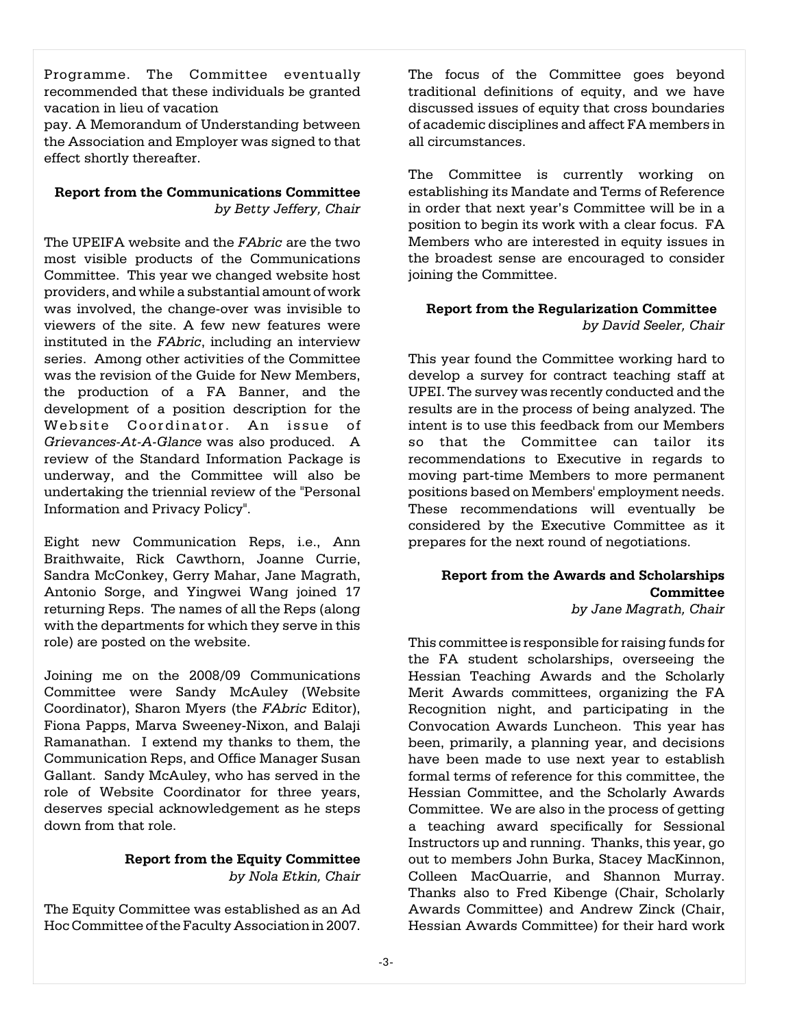Programme. The Committee eventually recommended that these individuals be granted vacation in lieu of vacation pay. A Memorandum of Understanding between the Association and Employer was signed to that effect shortly thereafter.

### Report from the Communications Committee
*by Betty Jeffery, Chair*

The UPEIFA website and the *FAbric* are the two most visible products of the Communications Committee. This year we changed website host providers, and while a substantial amount of work was involved, the change-over was invisible to viewers of the site. A few new features were instituted in the *FAbric*, including an interview series. Among other activities of the Committee was the revision of the Guide for New Members, the production of a FA Banner, and the development of a position description for the Website Coordinator. An issue of *Grievances-At-A-Glance* was also produced. A review of the Standard Information Package is underway, and the Committee will also be undertaking the triennial review of the "Personal Information and Privacy Policy".

Eight new Communication Reps, i.e., Ann Braithwaite, Rick Cawthorn, Joanne Currie, Sandra McConkey, Gerry Mahar, Jane Magrath, Antonio Sorge, and Yingwei Wang joined 17 returning Reps. The names of all the Reps (along with the departments for which they serve in this role) are posted on the website.

Joining me on the 2008/09 Communications Committee were Sandy McAuley (Website Coordinator), Sharon Myers (the *FAbric* Editor), Fiona Papps, Marva Sweeney-Nixon, and Balaji Ramanathan. I extend my thanks to them, the Communication Reps, and Office Manager Susan Gallant. Sandy McAuley, who has served in the role of Website Coordinator for three years, deserves special acknowledgement as he steps down from that role.

### Report from the Equity Committee
*by Nola Etkin, Chair*

The Equity Committee was established as an Ad Hoc Committee of the Faculty Association in 2007. The focus of the Committee goes beyond traditional definitions of equity, and we have discussed issues of equity that cross boundaries of academic disciplines and affect FA members in all circumstances.

The Committee is currently working on establishing its Mandate and Terms of Reference in order that next year's Committee will be in a position to begin its work with a clear focus. FA Members who are interested in equity issues in the broadest sense are encouraged to consider joining the Committee.

### Report from the Regularization Committee
*by David Seeler, Chair*

This year found the Committee working hard to develop a survey for contract teaching staff at UPEI. The survey was recently conducted and the results are in the process of being analyzed. The intent is to use this feedback from our Members so that the Committee can tailor its recommendations to Executive in regards to moving part-time Members to more permanent positions based on Members' employment needs. These recommendations will eventually be considered by the Executive Committee as it prepares for the next round of negotiations.

### Report from the Awards and Scholarships Committee
*by Jane Magrath, Chair*

This committee is responsible for raising funds for the FA student scholarships, overseeing the Hessian Teaching Awards and the Scholarly Merit Awards committees, organizing the FA Recognition night, and participating in the Convocation Awards Luncheon. This year has been, primarily, a planning year, and decisions have been made to use next year to establish formal terms of reference for this committee, the Hessian Committee, and the Scholarly Awards Committee. We are also in the process of getting a teaching award specifically for Sessional Instructors up and running. Thanks, this year, go out to members John Burka, Stacey MacKinnon, Colleen MacQuarrie, and Shannon Murray. Thanks also to Fred Kibenge (Chair, Scholarly Awards Committee) and Andrew Zinck (Chair, Hessian Awards Committee) for their hard work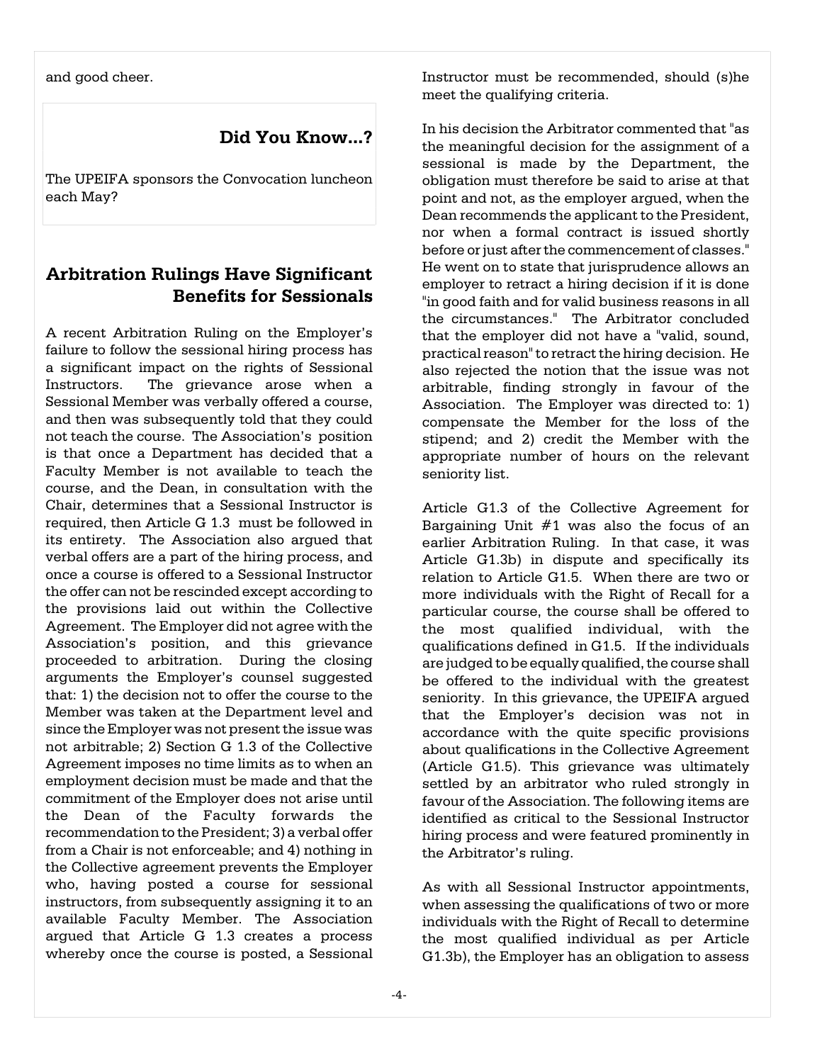and good cheer.

## Did You Know...?

The UPEIFA sponsors the Convocation luncheon each May?

## Arbitration Rulings Have Significant Benefits for Sessionals

A recent Arbitration Ruling on the Employer's failure to follow the sessional hiring process has a significant impact on the rights of Sessional Instructors. The grievance arose when a Sessional Member was verbally offered a course, and then was subsequently told that they could not teach the course. The Association's position is that once a Department has decided that a Faculty Member is not available to teach the course, and the Dean, in consultation with the Chair, determines that a Sessional Instructor is required, then Article G 1.3 must be followed in its entirety. The Association also argued that verbal offers are a part of the hiring process, and once a course is offered to a Sessional Instructor the offer can not be rescinded except according to the provisions laid out within the Collective Agreement. The Employer did not agree with the Association's position, and this grievance proceeded to arbitration. During the closing arguments the Employer's counsel suggested that: 1) the decision not to offer the course to the Member was taken at the Department level and since the Employer was not present the issue was not arbitrable; 2) Section G 1.3 of the Collective Agreement imposes no time limits as to when an employment decision must be made and that the commitment of the Employer does not arise until the Dean of the Faculty forwards the recommendation to the President; 3) a verbal offer from a Chair is not enforceable; and 4) nothing in the Collective agreement prevents the Employer who, having posted a course for sessional instructors, from subsequently assigning it to an available Faculty Member. The Association argued that Article G 1.3 creates a process whereby once the course is posted, a Sessional Instructor must be recommended, should (s)he meet the qualifying criteria.

In his decision the Arbitrator commented that "as the meaningful decision for the assignment of a sessional is made by the Department, the obligation must therefore be said to arise at that point and not, as the employer argued, when the Dean recommends the applicant to the President, nor when a formal contract is issued shortly before or just after the commencement of classes." He went on to state that jurisprudence allows an employer to retract a hiring decision if it is done "in good faith and for valid business reasons in all the circumstances." The Arbitrator concluded that the employer did not have a "valid, sound, practical reason" to retract the hiring decision. He also rejected the notion that the issue was not arbitrable, finding strongly in favour of the Association. The Employer was directed to: 1) compensate the Member for the loss of the stipend; and 2) credit the Member with the appropriate number of hours on the relevant seniority list.

Article G1.3 of the Collective Agreement for Bargaining Unit #1 was also the focus of an earlier Arbitration Ruling. In that case, it was Article G1.3b) in dispute and specifically its relation to Article G1.5. When there are two or more individuals with the Right of Recall for a particular course, the course shall be offered to the most qualified individual, with the qualifications defined in G1.5. If the individuals are judged to be equally qualified, the course shall be offered to the individual with the greatest seniority. In this grievance, the UPEIFA argued that the Employer's decision was not in accordance with the quite specific provisions about qualifications in the Collective Agreement (Article G1.5). This grievance was ultimately settled by an arbitrator who ruled strongly in favour of the Association. The following items are identified as critical to the Sessional Instructor hiring process and were featured prominently in the Arbitrator's ruling.

As with all Sessional Instructor appointments, when assessing the qualifications of two or more individuals with the Right of Recall to determine the most qualified individual as per Article G1.3b), the Employer has an obligation to assess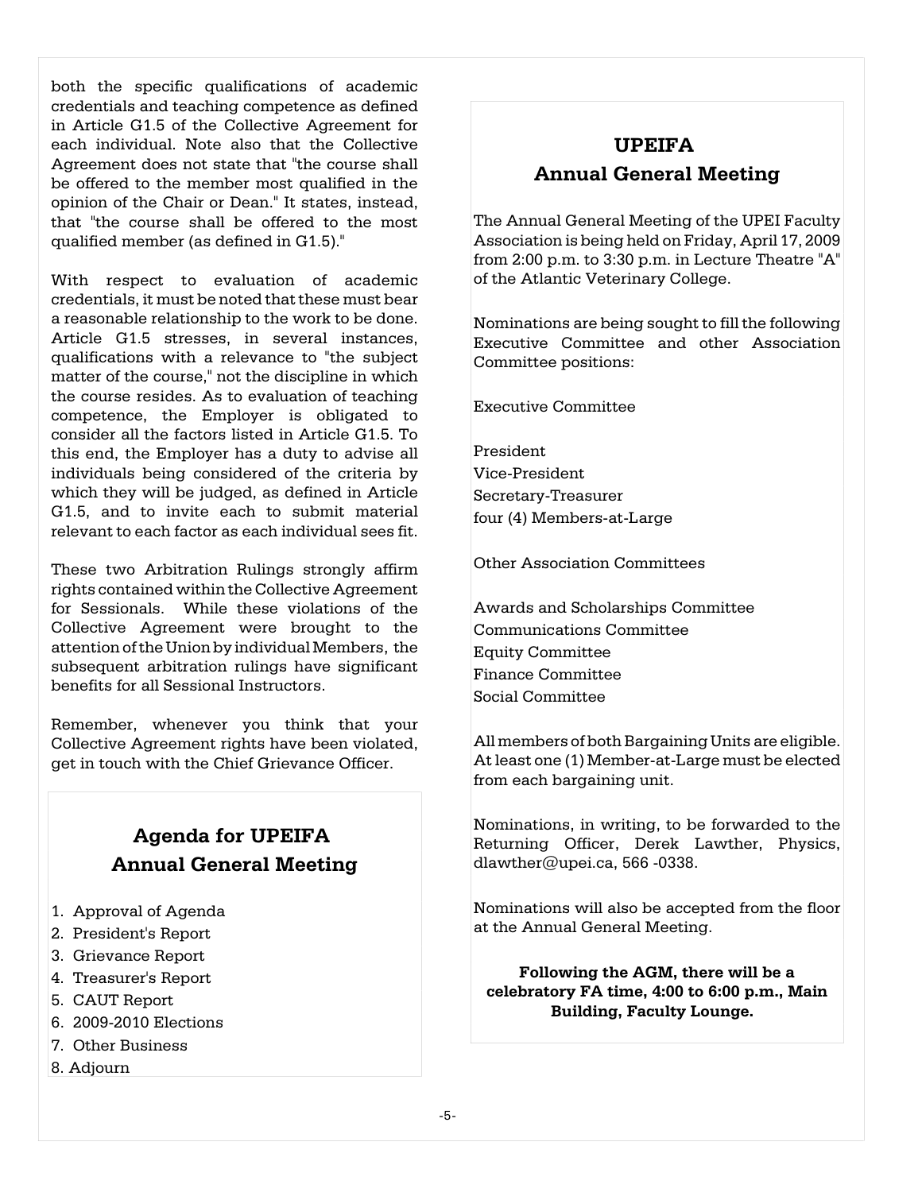both the specific qualifications of academic credentials and teaching competence as defined in Article G1.5 of the Collective Agreement for each individual. Note also that the Collective Agreement does not state that "the course shall be offered to the member most qualified in the opinion of the Chair or Dean." It states, instead, that "the course shall be offered to the most qualified member (as defined in G1.5)."

With respect to evaluation of academic credentials, it must be noted that these must bear a reasonable relationship to the work to be done. Article G1.5 stresses, in several instances, qualifications with a relevance to "the subject matter of the course," not the discipline in which the course resides. As to evaluation of teaching competence, the Employer is obligated to consider all the factors listed in Article G1.5. To this end, the Employer has a duty to advise all individuals being considered of the criteria by which they will be judged, as defined in Article G1.5, and to invite each to submit material relevant to each factor as each individual sees fit.

These two Arbitration Rulings strongly affirm rights contained within the Collective Agreement for Sessionals. While these violations of the Collective Agreement were brought to the attention of the Union by individual Members, the subsequent arbitration rulings have significant benefits for all Sessional Instructors.

Remember, whenever you think that your Collective Agreement rights have been violated, get in touch with the Chief Grievance Officer.

## Agenda for UPEIFA Annual General Meeting

1. Approval of Agenda
2. President's Report
3. Grievance Report
4. Treasurer's Report
5. CAUT Report
6. 2009-2010 Elections
7. Other Business
8. Adjourn

## UPEIFA Annual General Meeting

The Annual General Meeting of the UPEI Faculty Association is being held on Friday, April 17, 2009 from 2:00 p.m. to 3:30 p.m. in Lecture Theatre "A" of the Atlantic Veterinary College.

Nominations are being sought to fill the following Executive Committee and other Association Committee positions:

Executive Committee

President
Vice-President
Secretary-Treasurer
four (4) Members-at-Large

Other Association Committees

Awards and Scholarships Committee
Communications Committee
Equity Committee
Finance Committee
Social Committee

All members of both Bargaining Units are eligible. At least one (1) Member-at-Large must be elected from each bargaining unit.

Nominations, in writing, to be forwarded to the Returning Officer, Derek Lawther, Physics, dlawther@upei.ca, 566 -0338.

Nominations will also be accepted from the floor at the Annual General Meeting.

**Following the AGM, there will be a celebratory FA time, 4:00 to 6:00 p.m., Main Building, Faculty Lounge.**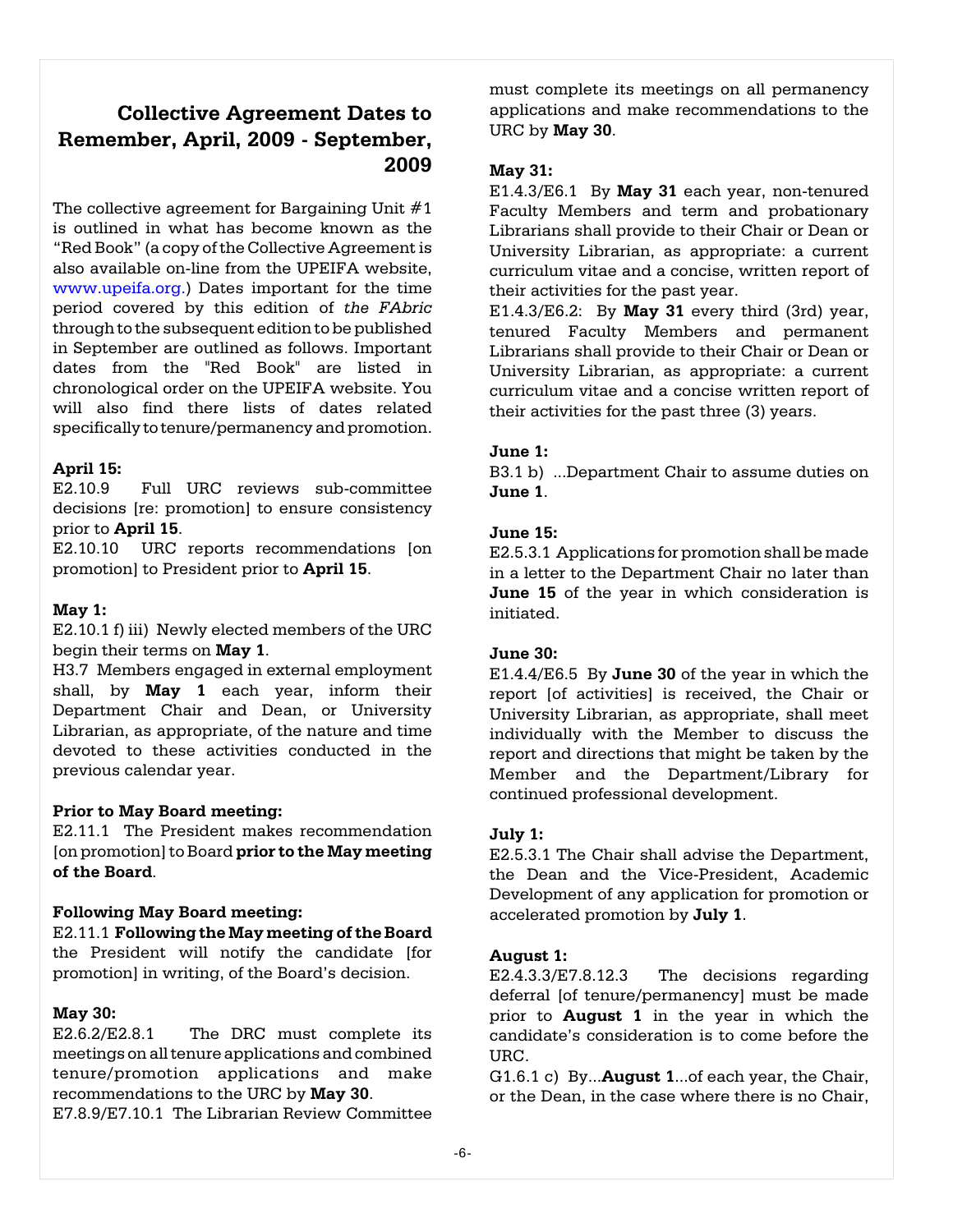## Collective Agreement Dates to Remember, April, 2009 - September, 2009

The collective agreement for Bargaining Unit #1 is outlined in what has become known as the "Red Book" (a copy of the Collective Agreement is also available on-line from the UPEIFA website, www.upeifa.org.) Dates important for the time period covered by this edition of *the FAbric* through to the subsequent edition to be published in September are outlined as follows. Important dates from the "Red Book" are listed in chronological order on the UPEIFA website. You will also find there lists of dates related specifically to tenure/permanency and promotion.

**April 15:**
E2.10.9 Full URC reviews sub-committee decisions [re: promotion] to ensure consistency prior to **April 15**.
E2.10.10 URC reports recommendations [on promotion] to President prior to **April 15**.

**May 1:**
E2.10.1 f) iii) Newly elected members of the URC begin their terms on **May 1**.
H3.7 Members engaged in external employment shall, by **May 1** each year, inform their Department Chair and Dean, or University Librarian, as appropriate, of the nature and time devoted to these activities conducted in the previous calendar year.

**Prior to May Board meeting:**
E2.11.1 The President makes recommendation [on promotion] to Board **prior to the May meeting of the Board**.

**Following May Board meeting:**
E2.11.1 **Following the May meeting of the Board** the President will notify the candidate [for promotion] in writing, of the Board's decision.

**May 30:**
E2.6.2/E2.8.1 The DRC must complete its meetings on all tenure applications and combined tenure/promotion applications and make recommendations to the URC by **May 30**.
E7.8.9/E7.10.1 The Librarian Review Committee must complete its meetings on all permanency applications and make recommendations to the URC by **May 30**.

**May 31:**
E1.4.3/E6.1 By **May 31** each year, non-tenured Faculty Members and term and probationary Librarians shall provide to their Chair or Dean or University Librarian, as appropriate: a current curriculum vitae and a concise, written report of their activities for the past year.
E1.4.3/E6.2: By **May 31** every third (3rd) year, tenured Faculty Members and permanent Librarians shall provide to their Chair or Dean or University Librarian, as appropriate: a current curriculum vitae and a concise written report of their activities for the past three (3) years.

**June 1:**
B3.1 b) ...Department Chair to assume duties on **June 1**.

**June 15:**
E2.5.3.1 Applications for promotion shall be made in a letter to the Department Chair no later than **June 15** of the year in which consideration is initiated.

**June 30:**
E1.4.4/E6.5 By **June 30** of the year in which the report [of activities] is received, the Chair or University Librarian, as appropriate, shall meet individually with the Member to discuss the report and directions that might be taken by the Member and the Department/Library for continued professional development.

**July 1:**
E2.5.3.1 The Chair shall advise the Department, the Dean and the Vice-President, Academic Development of any application for promotion or accelerated promotion by **July 1**.

**August 1:**
E2.4.3.3/E7.8.12.3 The decisions regarding deferral [of tenure/permanency] must be made prior to **August 1** in the year in which the candidate's consideration is to come before the URC.
G1.6.1 c) By...**August 1**...of each year, the Chair, or the Dean, in the case where there is no Chair,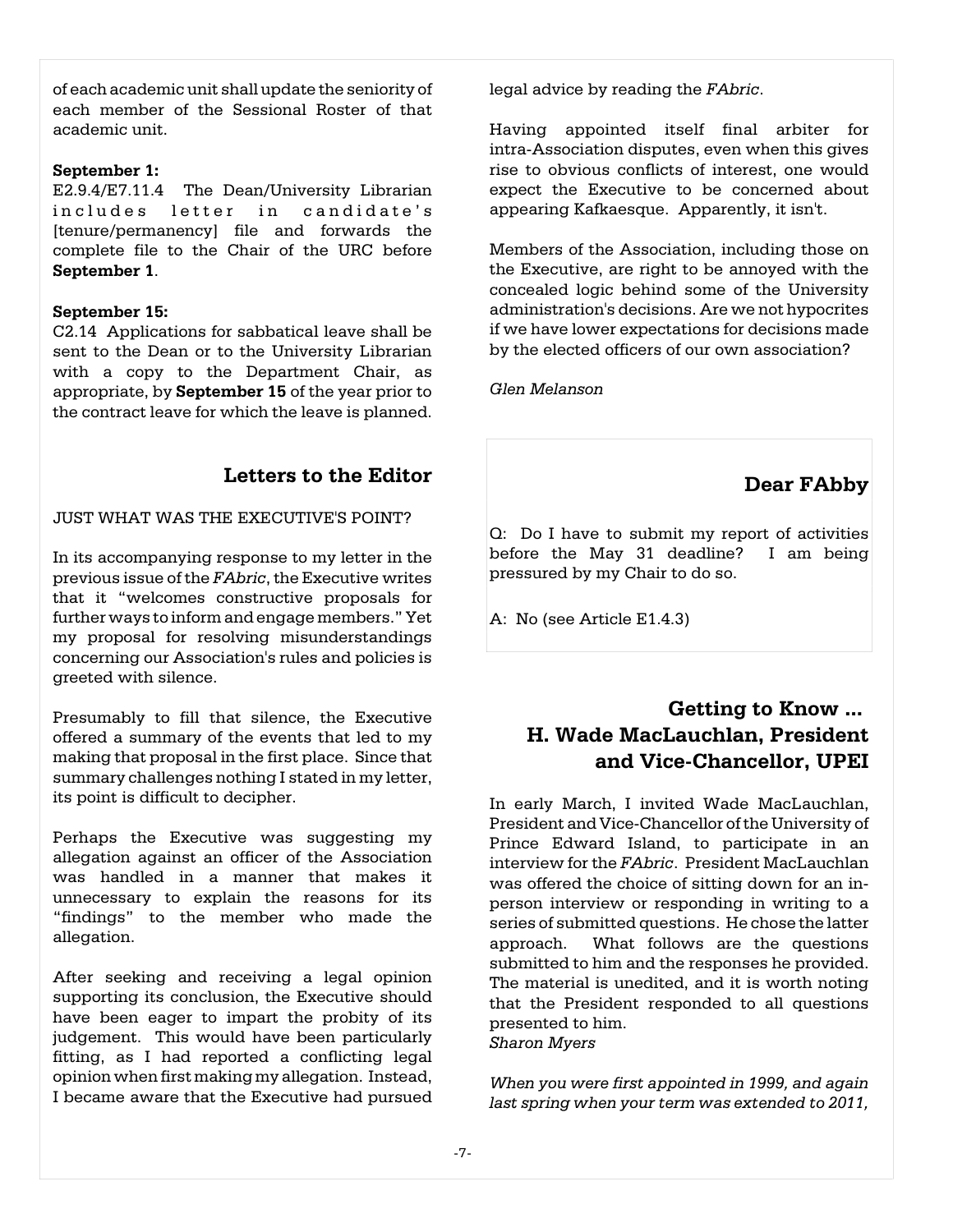of each academic unit shall update the seniority of each member of the Sessional Roster of that academic unit.

**September 1:**
E2.9.4/E7.11.4 The Dean/University Librarian includes letter in candidate's [tenure/permanency] file and forwards the complete file to the Chair of the URC before **September 1**.

**September 15:**
C2.14 Applications for sabbatical leave shall be sent to the Dean or to the University Librarian with a copy to the Department Chair, as appropriate, by **September 15** of the year prior to the contract leave for which the leave is planned.

## Letters to the Editor

JUST WHAT WAS THE EXECUTIVE'S POINT?

In its accompanying response to my letter in the previous issue of the *FAbric*, the Executive writes that it "welcomes constructive proposals for further ways to inform and engage members." Yet my proposal for resolving misunderstandings concerning our Association's rules and policies is greeted with silence.

Presumably to fill that silence, the Executive offered a summary of the events that led to my making that proposal in the first place. Since that summary challenges nothing I stated in my letter, its point is difficult to decipher.

Perhaps the Executive was suggesting my allegation against an officer of the Association was handled in a manner that makes it unnecessary to explain the reasons for its "findings" to the member who made the allegation.

After seeking and receiving a legal opinion supporting its conclusion, the Executive should have been eager to impart the probity of its judgement. This would have been particularly fitting, as I had reported a conflicting legal opinion when first making my allegation. Instead, I became aware that the Executive had pursued legal advice by reading the *FAbric*.

Having appointed itself final arbiter for intra-Association disputes, even when this gives rise to obvious conflicts of interest, one would expect the Executive to be concerned about appearing Kafkaesque. Apparently, it isn't.

Members of the Association, including those on the Executive, are right to be annoyed with the concealed logic behind some of the University administration's decisions. Are we not hypocrites if we have lower expectations for decisions made by the elected officers of our own association?

*Glen Melanson*

## Dear FAbby

Q: Do I have to submit my report of activities before the May 31 deadline? I am being pressured by my Chair to do so.

A: No (see Article E1.4.3)

## Getting to Know ... H. Wade MacLauchlan, President and Vice-Chancellor, UPEI

In early March, I invited Wade MacLauchlan, President and Vice-Chancellor of the University of Prince Edward Island, to participate in an interview for the *FAbric*. President MacLauchlan was offered the choice of sitting down for an in-person interview or responding in writing to a series of submitted questions. He chose the latter approach. What follows are the questions submitted to him and the responses he provided. The material is unedited, and it is worth noting that the President responded to all questions presented to him.
*Sharon Myers*

*When you were first appointed in 1999, and again last spring when your term was extended to 2011,*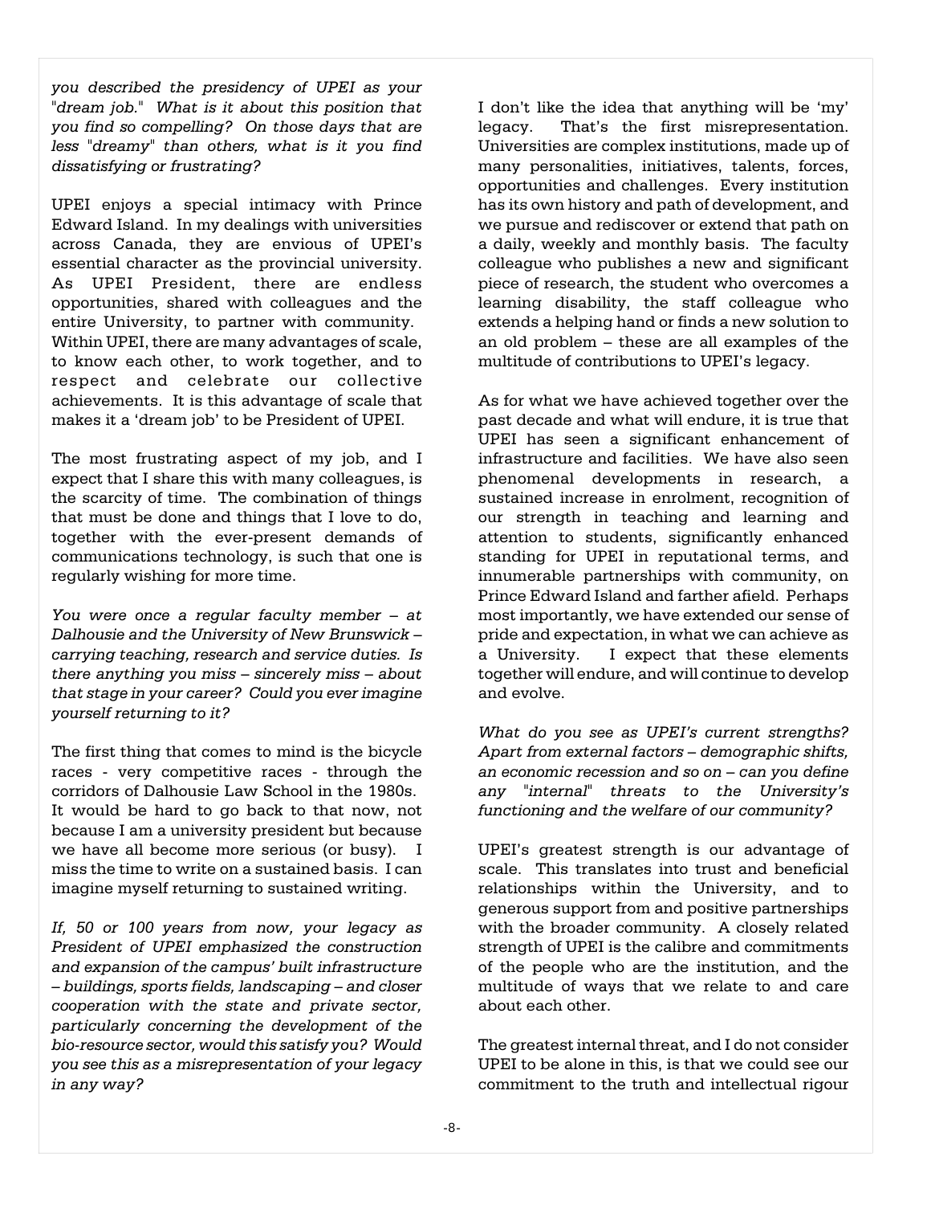*you described the presidency of UPEI as your "dream job." What is it about this position that you find so compelling? On those days that are less "dreamy" than others, what is it you find dissatisfying or frustrating?*

UPEI enjoys a special intimacy with Prince Edward Island. In my dealings with universities across Canada, they are envious of UPEI's essential character as the provincial university. As UPEI President, there are endless opportunities, shared with colleagues and the entire University, to partner with community. Within UPEI, there are many advantages of scale, to know each other, to work together, and to respect and celebrate our collective achievements. It is this advantage of scale that makes it a 'dream job' to be President of UPEI.

The most frustrating aspect of my job, and I expect that I share this with many colleagues, is the scarcity of time. The combination of things that must be done and things that I love to do, together with the ever-present demands of communications technology, is such that one is regularly wishing for more time.

*You were once a regular faculty member – at Dalhousie and the University of New Brunswick – carrying teaching, research and service duties. Is there anything you miss – sincerely miss – about that stage in your career? Could you ever imagine yourself returning to it?*

The first thing that comes to mind is the bicycle races - very competitive races - through the corridors of Dalhousie Law School in the 1980s. It would be hard to go back to that now, not because I am a university president but because we have all become more serious (or busy). I miss the time to write on a sustained basis. I can imagine myself returning to sustained writing.

*If, 50 or 100 years from now, your legacy as President of UPEI emphasized the construction and expansion of the campus' built infrastructure – buildings, sports fields, landscaping – and closer cooperation with the state and private sector, particularly concerning the development of the bio-resource sector, would this satisfy you? Would you see this as a misrepresentation of your legacy in any way?*

I don't like the idea that anything will be 'my' legacy. That's the first misrepresentation. Universities are complex institutions, made up of many personalities, initiatives, talents, forces, opportunities and challenges. Every institution has its own history and path of development, and we pursue and rediscover or extend that path on a daily, weekly and monthly basis. The faculty colleague who publishes a new and significant piece of research, the student who overcomes a learning disability, the staff colleague who extends a helping hand or finds a new solution to an old problem – these are all examples of the multitude of contributions to UPEI's legacy.

As for what we have achieved together over the past decade and what will endure, it is true that UPEI has seen a significant enhancement of infrastructure and facilities. We have also seen phenomenal developments in research, a sustained increase in enrolment, recognition of our strength in teaching and learning and attention to students, significantly enhanced standing for UPEI in reputational terms, and innumerable partnerships with community, on Prince Edward Island and farther afield. Perhaps most importantly, we have extended our sense of pride and expectation, in what we can achieve as a University. I expect that these elements together will endure, and will continue to develop and evolve.

*What do you see as UPEI's current strengths? Apart from external factors – demographic shifts, an economic recession and so on – can you define any "internal" threats to the University's functioning and the welfare of our community?*

UPEI's greatest strength is our advantage of scale. This translates into trust and beneficial relationships within the University, and to generous support from and positive partnerships with the broader community. A closely related strength of UPEI is the calibre and commitments of the people who are the institution, and the multitude of ways that we relate to and care about each other.

The greatest internal threat, and I do not consider UPEI to be alone in this, is that we could see our commitment to the truth and intellectual rigour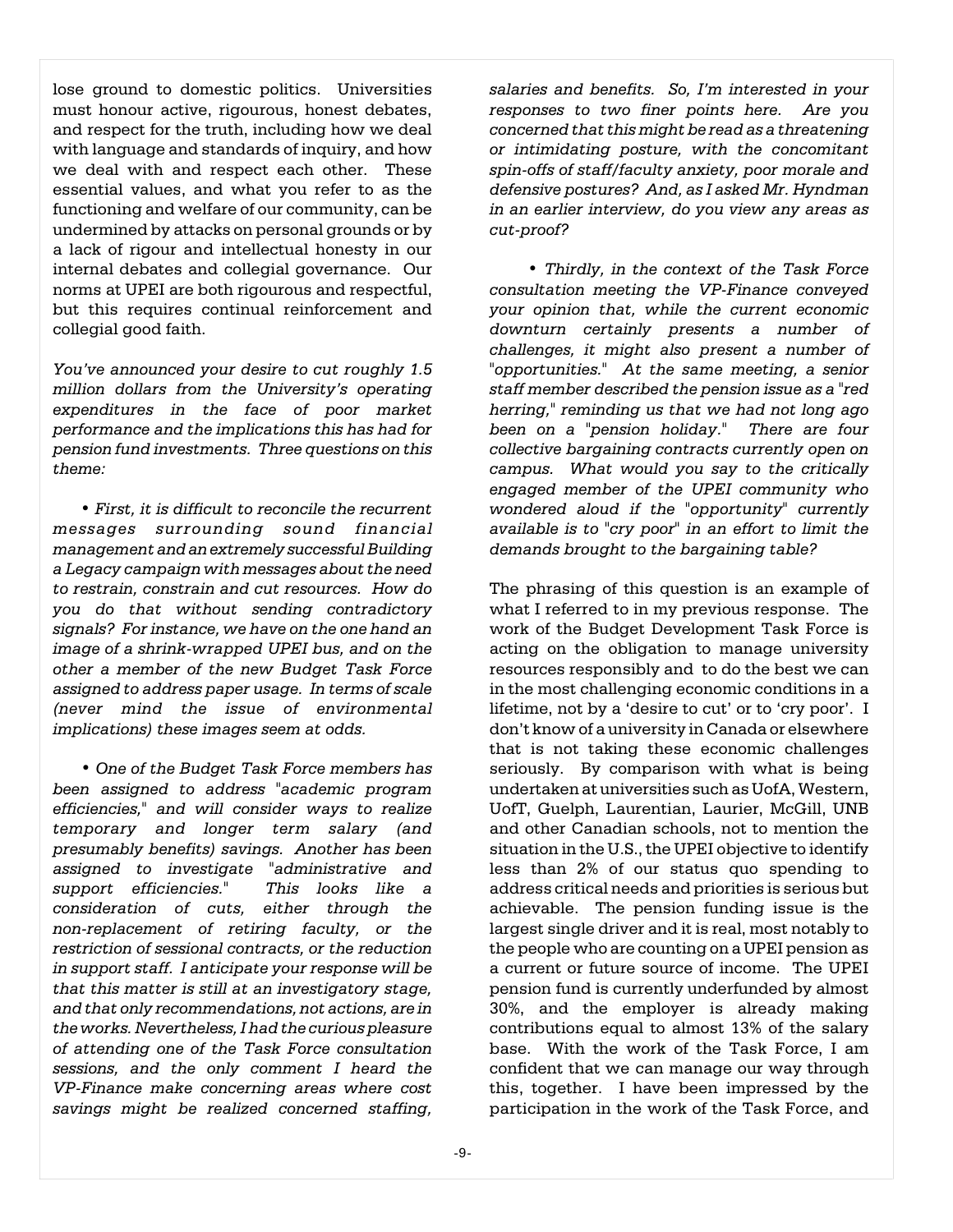lose ground to domestic politics. Universities must honour active, rigourous, honest debates, and respect for the truth, including how we deal with language and standards of inquiry, and how we deal with and respect each other. These essential values, and what you refer to as the functioning and welfare of our community, can be undermined by attacks on personal grounds or by a lack of rigour and intellectual honesty in our internal debates and collegial governance. Our norms at UPEI are both rigourous and respectful, but this requires continual reinforcement and collegial good faith.

*You've announced your desire to cut roughly 1.5 million dollars from the University's operating expenditures in the face of poor market performance and the implications this has had for pension fund investments. Three questions on this theme:*

- *First, it is difficult to reconcile the recurrent messages surrounding sound financial management and an extremely successful Building a Legacy campaign with messages about the need to restrain, constrain and cut resources. How do you do that without sending contradictory signals? For instance, we have on the one hand an image of a shrink-wrapped UPEI bus, and on the other a member of the new Budget Task Force assigned to address paper usage. In terms of scale (never mind the issue of environmental implications) these images seem at odds.*

- *One of the Budget Task Force members has been assigned to address "academic program efficiencies," and will consider ways to realize temporary and longer term salary (and presumably benefits) savings. Another has been assigned to investigate "administrative and support efficiencies." This looks like a consideration of cuts, either through the non-replacement of retiring faculty, or the restriction of sessional contracts, or the reduction in support staff. I anticipate your response will be that this matter is still at an investigatory stage, and that only recommendations, not actions, are in the works. Nevertheless, I had the curious pleasure of attending one of the Task Force consultation sessions, and the only comment I heard the VP-Finance make concerning areas where cost savings might be realized concerned staffing, salaries and benefits. So, I'm interested in your responses to two finer points here. Are you concerned that this might be read as a threatening or intimidating posture, with the concomitant spin-offs of staff/faculty anxiety, poor morale and defensive postures? And, as I asked Mr. Hyndman in an earlier interview, do you view any areas as cut-proof?*

- *Thirdly, in the context of the Task Force consultation meeting the VP-Finance conveyed your opinion that, while the current economic downturn certainly presents a number of challenges, it might also present a number of "opportunities." At the same meeting, a senior staff member described the pension issue as a "red herring," reminding us that we had not long ago been on a "pension holiday." There are four collective bargaining contracts currently open on campus. What would you say to the critically engaged member of the UPEI community who wondered aloud if the "opportunity" currently available is to "cry poor" in an effort to limit the demands brought to the bargaining table?*

The phrasing of this question is an example of what I referred to in my previous response. The work of the Budget Development Task Force is acting on the obligation to manage university resources responsibly and to do the best we can in the most challenging economic conditions in a lifetime, not by a 'desire to cut' or to 'cry poor'. I don't know of a university in Canada or elsewhere that is not taking these economic challenges seriously. By comparison with what is being undertaken at universities such as UofA, Western, UofT, Guelph, Laurentian, Laurier, McGill, UNB and other Canadian schools, not to mention the situation in the U.S., the UPEI objective to identify less than 2% of our status quo spending to address critical needs and priorities is serious but achievable. The pension funding issue is the largest single driver and it is real, most notably to the people who are counting on a UPEI pension as a current or future source of income. The UPEI pension fund is currently underfunded by almost 30%, and the employer is already making contributions equal to almost 13% of the salary base. With the work of the Task Force, I am confident that we can manage our way through this, together. I have been impressed by the participation in the work of the Task Force, and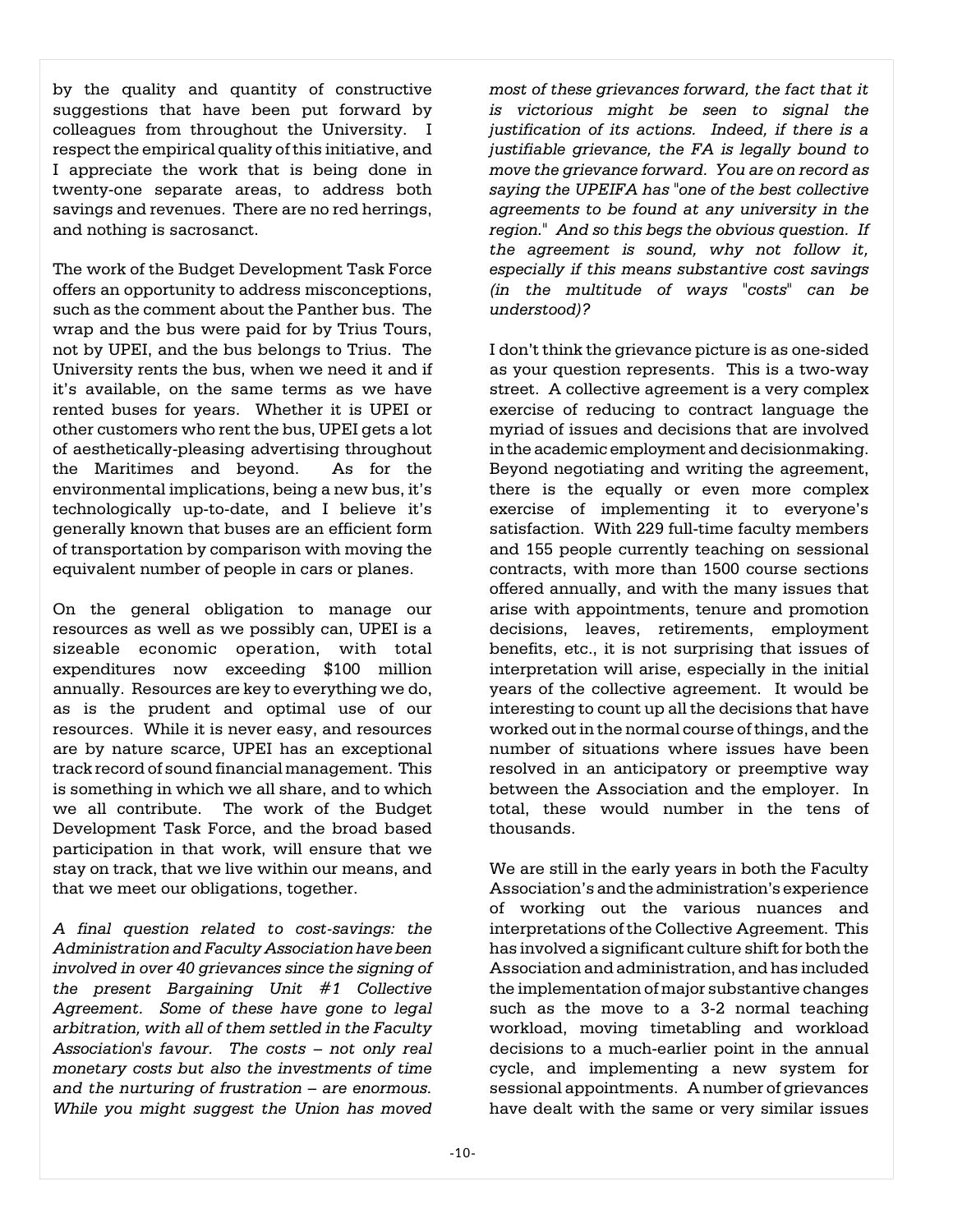by the quality and quantity of constructive suggestions that have been put forward by colleagues from throughout the University. I respect the empirical quality of this initiative, and I appreciate the work that is being done in twenty-one separate areas, to address both savings and revenues. There are no red herrings, and nothing is sacrosanct.

The work of the Budget Development Task Force offers an opportunity to address misconceptions, such as the comment about the Panther bus. The wrap and the bus were paid for by Trius Tours, not by UPEI, and the bus belongs to Trius. The University rents the bus, when we need it and if it's available, on the same terms as we have rented buses for years. Whether it is UPEI or other customers who rent the bus, UPEI gets a lot of aesthetically-pleasing advertising throughout the Maritimes and beyond. As for the environmental implications, being a new bus, it's technologically up-to-date, and I believe it's generally known that buses are an efficient form of transportation by comparison with moving the equivalent number of people in cars or planes.

On the general obligation to manage our resources as well as we possibly can, UPEI is a sizeable economic operation, with total expenditures now exceeding $100 million annually. Resources are key to everything we do, as is the prudent and optimal use of our resources. While it is never easy, and resources are by nature scarce, UPEI has an exceptional track record of sound financial management. This is something in which we all share, and to which we all contribute. The work of the Budget Development Task Force, and the broad based participation in that work, will ensure that we stay on track, that we live within our means, and that we meet our obligations, together.

*A final question related to cost-savings: the Administration and Faculty Association have been involved in over 40 grievances since the signing of the present Bargaining Unit #1 Collective Agreement. Some of these have gone to legal arbitration, with all of them settled in the Faculty Association's favour. The costs – not only real monetary costs but also the investments of time and the nurturing of frustration – are enormous. While you might suggest the Union has moved most of these grievances forward, the fact that it is victorious might be seen to signal the justification of its actions. Indeed, if there is a justifiable grievance, the FA is legally bound to move the grievance forward. You are on record as saying the UPEIFA has "one of the best collective agreements to be found at any university in the region." And so this begs the obvious question. If the agreement is sound, why not follow it, especially if this means substantive cost savings (in the multitude of ways "costs" can be understood)?*

I don't think the grievance picture is as one-sided as your question represents. This is a two-way street. A collective agreement is a very complex exercise of reducing to contract language the myriad of issues and decisions that are involved in the academic employment and decisionmaking. Beyond negotiating and writing the agreement, there is the equally or even more complex exercise of implementing it to everyone's satisfaction. With 229 full-time faculty members and 155 people currently teaching on sessional contracts, with more than 1500 course sections offered annually, and with the many issues that arise with appointments, tenure and promotion decisions, leaves, retirements, employment benefits, etc., it is not surprising that issues of interpretation will arise, especially in the initial years of the collective agreement. It would be interesting to count up all the decisions that have worked out in the normal course of things, and the number of situations where issues have been resolved in an anticipatory or preemptive way between the Association and the employer. In total, these would number in the tens of thousands.

We are still in the early years in both the Faculty Association's and the administration's experience of working out the various nuances and interpretations of the Collective Agreement. This has involved a significant culture shift for both the Association and administration, and has included the implementation of major substantive changes such as the move to a 3-2 normal teaching workload, moving timetabling and workload decisions to a much-earlier point in the annual cycle, and implementing a new system for sessional appointments. A number of grievances have dealt with the same or very similar issues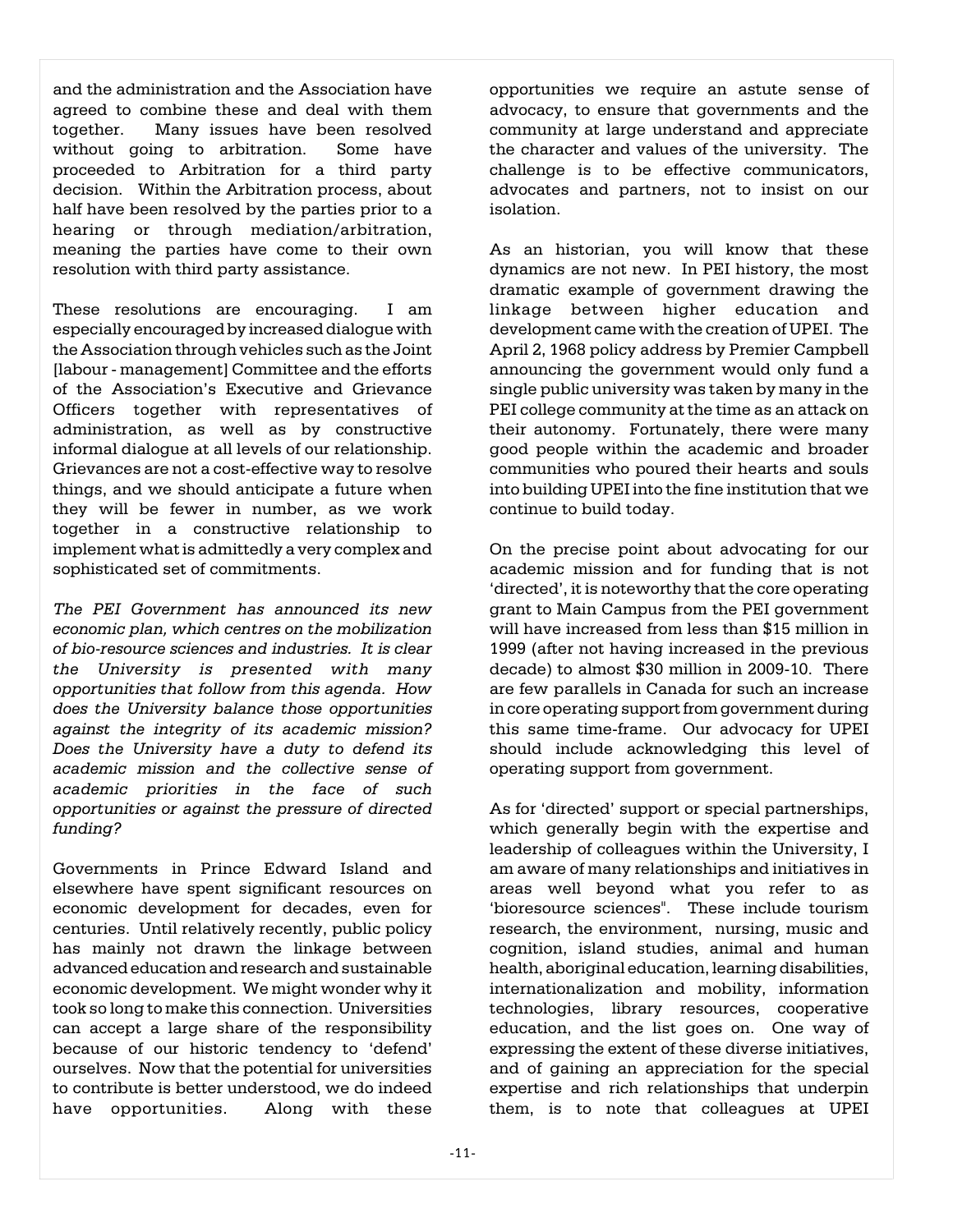and the administration and the Association have agreed to combine these and deal with them together. Many issues have been resolved without going to arbitration. Some have proceeded to Arbitration for a third party decision. Within the Arbitration process, about half have been resolved by the parties prior to a hearing or through mediation/arbitration, meaning the parties have come to their own resolution with third party assistance.

These resolutions are encouraging. I am especially encouraged by increased dialogue with the Association through vehicles such as the Joint [labour - management] Committee and the efforts of the Association's Executive and Grievance Officers together with representatives of administration, as well as by constructive informal dialogue at all levels of our relationship. Grievances are not a cost-effective way to resolve things, and we should anticipate a future when they will be fewer in number, as we work together in a constructive relationship to implement what is admittedly a very complex and sophisticated set of commitments.

*The PEI Government has announced its new economic plan, which centres on the mobilization of bio-resource sciences and industries. It is clear the University is presented with many opportunities that follow from this agenda. How does the University balance those opportunities against the integrity of its academic mission? Does the University have a duty to defend its academic mission and the collective sense of academic priorities in the face of such opportunities or against the pressure of directed funding?*

Governments in Prince Edward Island and elsewhere have spent significant resources on economic development for decades, even for centuries. Until relatively recently, public policy has mainly not drawn the linkage between advanced education and research and sustainable economic development. We might wonder why it took so long to make this connection. Universities can accept a large share of the responsibility because of our historic tendency to 'defend' ourselves. Now that the potential for universities to contribute is better understood, we do indeed have opportunities. Along with these opportunities we require an astute sense of advocacy, to ensure that governments and the community at large understand and appreciate the character and values of the university. The challenge is to be effective communicators, advocates and partners, not to insist on our isolation.

As an historian, you will know that these dynamics are not new. In PEI history, the most dramatic example of government drawing the linkage between higher education and development came with the creation of UPEI. The April 2, 1968 policy address by Premier Campbell announcing the government would only fund a single public university was taken by many in the PEI college community at the time as an attack on their autonomy. Fortunately, there were many good people within the academic and broader communities who poured their hearts and souls into building UPEI into the fine institution that we continue to build today.

On the precise point about advocating for our academic mission and for funding that is not 'directed', it is noteworthy that the core operating grant to Main Campus from the PEI government will have increased from less than $15 million in 1999 (after not having increased in the previous decade) to almost $30 million in 2009-10. There are few parallels in Canada for such an increase in core operating support from government during this same time-frame. Our advocacy for UPEI should include acknowledging this level of operating support from government.

As for 'directed' support or special partnerships, which generally begin with the expertise and leadership of colleagues within the University, I am aware of many relationships and initiatives in areas well beyond what you refer to as 'bioresource sciences". These include tourism research, the environment, nursing, music and cognition, island studies, animal and human health, aboriginal education, learning disabilities, internationalization and mobility, information technologies, library resources, cooperative education, and the list goes on. One way of expressing the extent of these diverse initiatives, and of gaining an appreciation for the special expertise and rich relationships that underpin them, is to note that colleagues at UPEI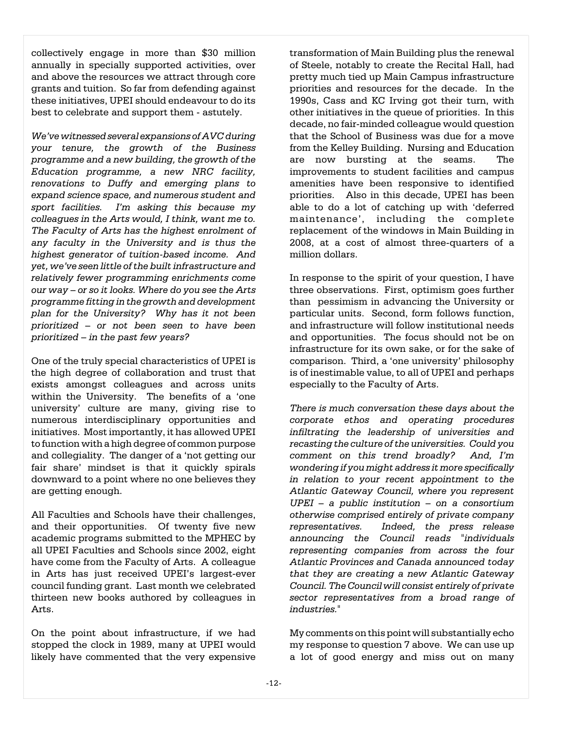collectively engage in more than $30 million annually in specially supported activities, over and above the resources we attract through core grants and tuition. So far from defending against these initiatives, UPEI should endeavour to do its best to celebrate and support them - astutely.

*We've witnessed several expansions of AVC during your tenure, the growth of the Business programme and a new building, the growth of the Education programme, a new NRC facility, renovations to Duffy and emerging plans to expand science space, and numerous student and sport facilities. I'm asking this because my colleagues in the Arts would, I think, want me to. The Faculty of Arts has the highest enrolment of any faculty in the University and is thus the highest generator of tuition-based income. And yet, we've seen little of the built infrastructure and relatively fewer programming enrichments come our way – or so it looks. Where do you see the Arts programme fitting in the growth and development plan for the University? Why has it not been prioritized – or not been seen to have been prioritized – in the past few years?*

One of the truly special characteristics of UPEI is the high degree of collaboration and trust that exists amongst colleagues and across units within the University. The benefits of a 'one university' culture are many, giving rise to numerous interdisciplinary opportunities and initiatives. Most importantly, it has allowed UPEI to function with a high degree of common purpose and collegiality. The danger of a 'not getting our fair share' mindset is that it quickly spirals downward to a point where no one believes they are getting enough.

All Faculties and Schools have their challenges, and their opportunities. Of twenty five new academic programs submitted to the MPHEC by all UPEI Faculties and Schools since 2002, eight have come from the Faculty of Arts. A colleague in Arts has just received UPEI's largest-ever council funding grant. Last month we celebrated thirteen new books authored by colleagues in Arts.

On the point about infrastructure, if we had stopped the clock in 1989, many at UPEI would likely have commented that the very expensive transformation of Main Building plus the renewal of Steele, notably to create the Recital Hall, had pretty much tied up Main Campus infrastructure priorities and resources for the decade. In the 1990s, Cass and KC Irving got their turn, with other initiatives in the queue of priorities. In this decade, no fair-minded colleague would question that the School of Business was due for a move from the Kelley Building. Nursing and Education are now bursting at the seams. The improvements to student facilities and campus amenities have been responsive to identified priorities. Also in this decade, UPEI has been able to do a lot of catching up with 'deferred maintenance', including the complete replacement of the windows in Main Building in 2008, at a cost of almost three-quarters of a million dollars.

In response to the spirit of your question, I have three observations. First, optimism goes further than pessimism in advancing the University or particular units. Second, form follows function, and infrastructure will follow institutional needs and opportunities. The focus should not be on infrastructure for its own sake, or for the sake of comparison. Third, a 'one university' philosophy is of inestimable value, to all of UPEI and perhaps especially to the Faculty of Arts.

*There is much conversation these days about the corporate ethos and operating procedures infiltrating the leadership of universities and recasting the culture of the universities. Could you comment on this trend broadly? And, I'm wondering if you might address it more specifically in relation to your recent appointment to the Atlantic Gateway Council, where you represent UPEI – a public institution – on a consortium otherwise comprised entirely of private company representatives. Indeed, the press release announcing the Council reads "individuals representing companies from across the four Atlantic Provinces and Canada announced today that they are creating a new Atlantic Gateway Council. The Council will consist entirely of private sector representatives from a broad range of industries."*

My comments on this point will substantially echo my response to question 7 above. We can use up a lot of good energy and miss out on many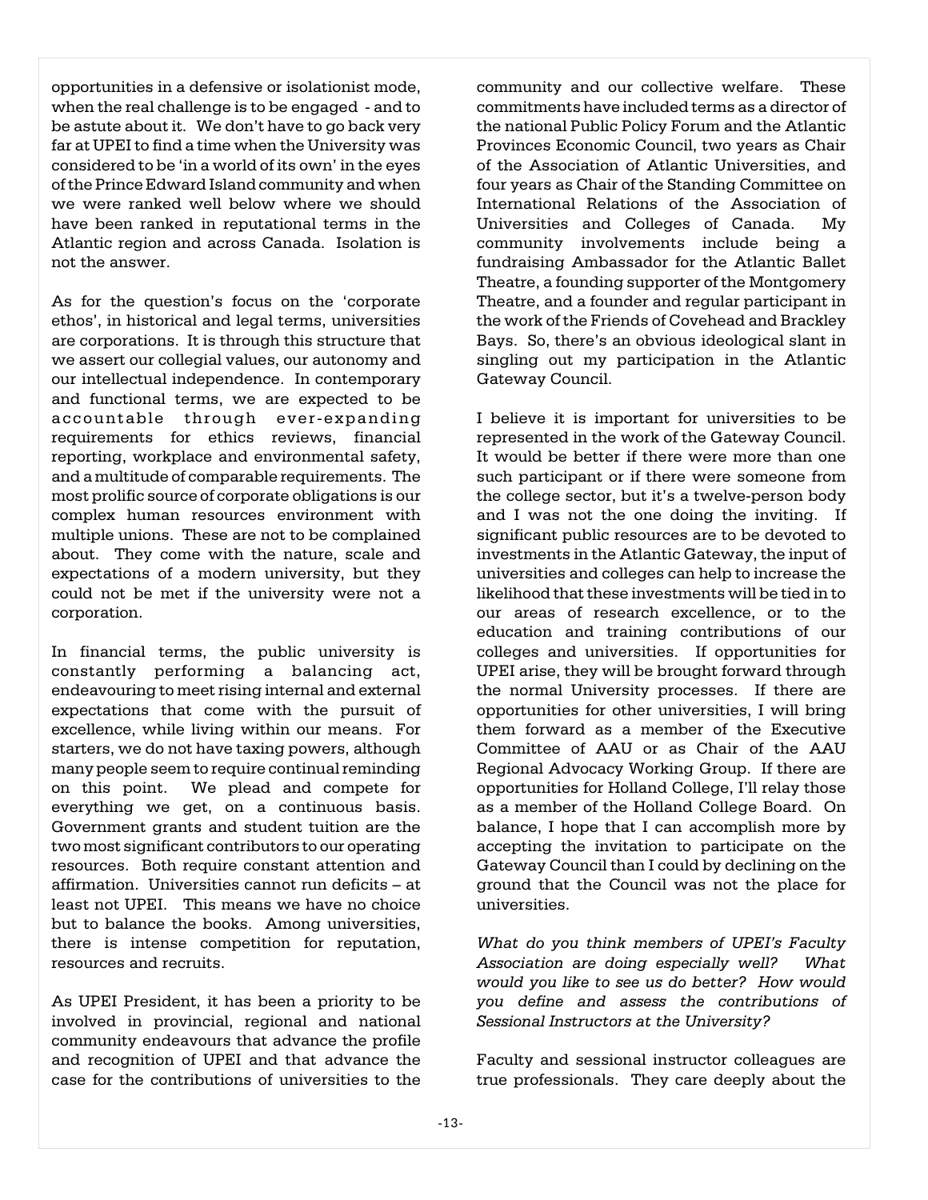opportunities in a defensive or isolationist mode, when the real challenge is to be engaged - and to be astute about it. We don't have to go back very far at UPEI to find a time when the University was considered to be 'in a world of its own' in the eyes of the Prince Edward Island community and when we were ranked well below where we should have been ranked in reputational terms in the Atlantic region and across Canada. Isolation is not the answer.

As for the question's focus on the 'corporate ethos', in historical and legal terms, universities are corporations. It is through this structure that we assert our collegial values, our autonomy and our intellectual independence. In contemporary and functional terms, we are expected to be accountable through ever-expanding requirements for ethics reviews, financial reporting, workplace and environmental safety, and a multitude of comparable requirements. The most prolific source of corporate obligations is our complex human resources environment with multiple unions. These are not to be complained about. They come with the nature, scale and expectations of a modern university, but they could not be met if the university were not a corporation.

In financial terms, the public university is constantly performing a balancing act, endeavouring to meet rising internal and external expectations that come with the pursuit of excellence, while living within our means. For starters, we do not have taxing powers, although many people seem to require continual reminding on this point. We plead and compete for everything we get, on a continuous basis. Government grants and student tuition are the two most significant contributors to our operating resources. Both require constant attention and affirmation. Universities cannot run deficits – at least not UPEI. This means we have no choice but to balance the books. Among universities, there is intense competition for reputation, resources and recruits.

As UPEI President, it has been a priority to be involved in provincial, regional and national community endeavours that advance the profile and recognition of UPEI and that advance the case for the contributions of universities to the community and our collective welfare. These commitments have included terms as a director of the national Public Policy Forum and the Atlantic Provinces Economic Council, two years as Chair of the Association of Atlantic Universities, and four years as Chair of the Standing Committee on International Relations of the Association of Universities and Colleges of Canada. My community involvements include being a fundraising Ambassador for the Atlantic Ballet Theatre, a founding supporter of the Montgomery Theatre, and a founder and regular participant in the work of the Friends of Covehead and Brackley Bays. So, there's an obvious ideological slant in singling out my participation in the Atlantic Gateway Council.

I believe it is important for universities to be represented in the work of the Gateway Council. It would be better if there were more than one such participant or if there were someone from the college sector, but it's a twelve-person body and I was not the one doing the inviting. If significant public resources are to be devoted to investments in the Atlantic Gateway, the input of universities and colleges can help to increase the likelihood that these investments will be tied in to our areas of research excellence, or to the education and training contributions of our colleges and universities. If opportunities for UPEI arise, they will be brought forward through the normal University processes. If there are opportunities for other universities, I will bring them forward as a member of the Executive Committee of AAU or as Chair of the AAU Regional Advocacy Working Group. If there are opportunities for Holland College, I'll relay those as a member of the Holland College Board. On balance, I hope that I can accomplish more by accepting the invitation to participate on the Gateway Council than I could by declining on the ground that the Council was not the place for universities.

*What do you think members of UPEI's Faculty Association are doing especially well? What would you like to see us do better? How would you define and assess the contributions of Sessional Instructors at the University?*

Faculty and sessional instructor colleagues are true professionals. They care deeply about the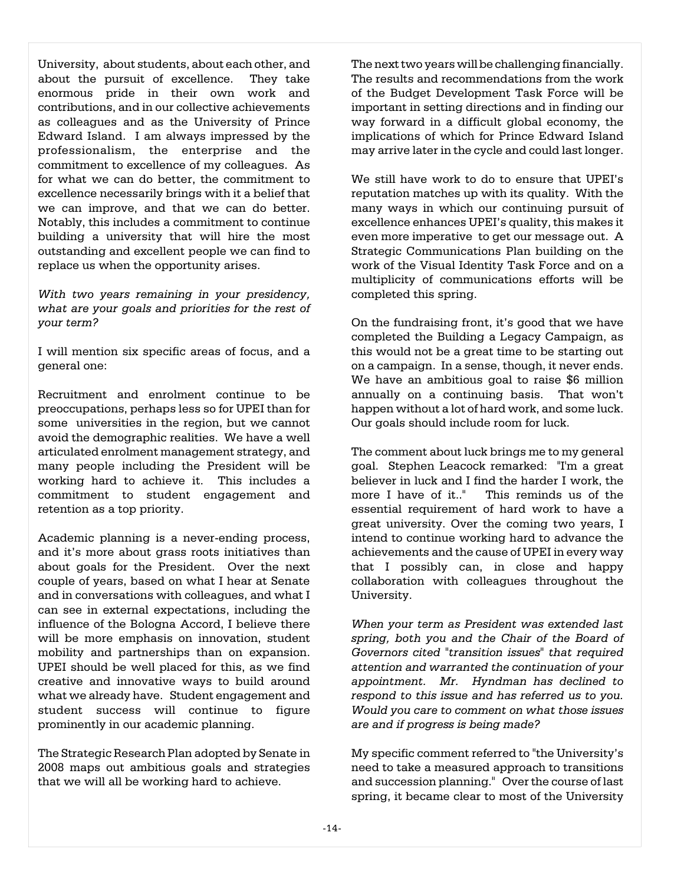University, about students, about each other, and about the pursuit of excellence. They take enormous pride in their own work and contributions, and in our collective achievements as colleagues and as the University of Prince Edward Island. I am always impressed by the professionalism, the enterprise and the commitment to excellence of my colleagues. As for what we can do better, the commitment to excellence necessarily brings with it a belief that we can improve, and that we can do better. Notably, this includes a commitment to continue building a university that will hire the most outstanding and excellent people we can find to replace us when the opportunity arises.

*With two years remaining in your presidency, what are your goals and priorities for the rest of your term?*

I will mention six specific areas of focus, and a general one:

Recruitment and enrolment continue to be preoccupations, perhaps less so for UPEI than for some universities in the region, but we cannot avoid the demographic realities. We have a well articulated enrolment management strategy, and many people including the President will be working hard to achieve it. This includes a commitment to student engagement and retention as a top priority.

Academic planning is a never-ending process, and it's more about grass roots initiatives than about goals for the President. Over the next couple of years, based on what I hear at Senate and in conversations with colleagues, and what I can see in external expectations, including the influence of the Bologna Accord, I believe there will be more emphasis on innovation, student mobility and partnerships than on expansion. UPEI should be well placed for this, as we find creative and innovative ways to build around what we already have. Student engagement and student success will continue to figure prominently in our academic planning.

The Strategic Research Plan adopted by Senate in 2008 maps out ambitious goals and strategies that we will all be working hard to achieve.

The next two years will be challenging financially. The results and recommendations from the work of the Budget Development Task Force will be important in setting directions and in finding our way forward in a difficult global economy, the implications of which for Prince Edward Island may arrive later in the cycle and could last longer.

We still have work to do to ensure that UPEI's reputation matches up with its quality. With the many ways in which our continuing pursuit of excellence enhances UPEI's quality, this makes it even more imperative to get our message out. A Strategic Communications Plan building on the work of the Visual Identity Task Force and on a multiplicity of communications efforts will be completed this spring.

On the fundraising front, it's good that we have completed the Building a Legacy Campaign, as this would not be a great time to be starting out on a campaign. In a sense, though, it never ends. We have an ambitious goal to raise $6 million annually on a continuing basis. That won't happen without a lot of hard work, and some luck. Our goals should include room for luck.

The comment about luck brings me to my general goal. Stephen Leacock remarked: "I'm a great believer in luck and I find the harder I work, the more I have of it.." This reminds us of the essential requirement of hard work to have a great university. Over the coming two years, I intend to continue working hard to advance the achievements and the cause of UPEI in every way that I possibly can, in close and happy collaboration with colleagues throughout the University.

*When your term as President was extended last spring, both you and the Chair of the Board of Governors cited "transition issues" that required attention and warranted the continuation of your appointment. Mr. Hyndman has declined to respond to this issue and has referred us to you. Would you care to comment on what those issues are and if progress is being made?*

My specific comment referred to "the University's need to take a measured approach to transitions and succession planning." Over the course of last spring, it became clear to most of the University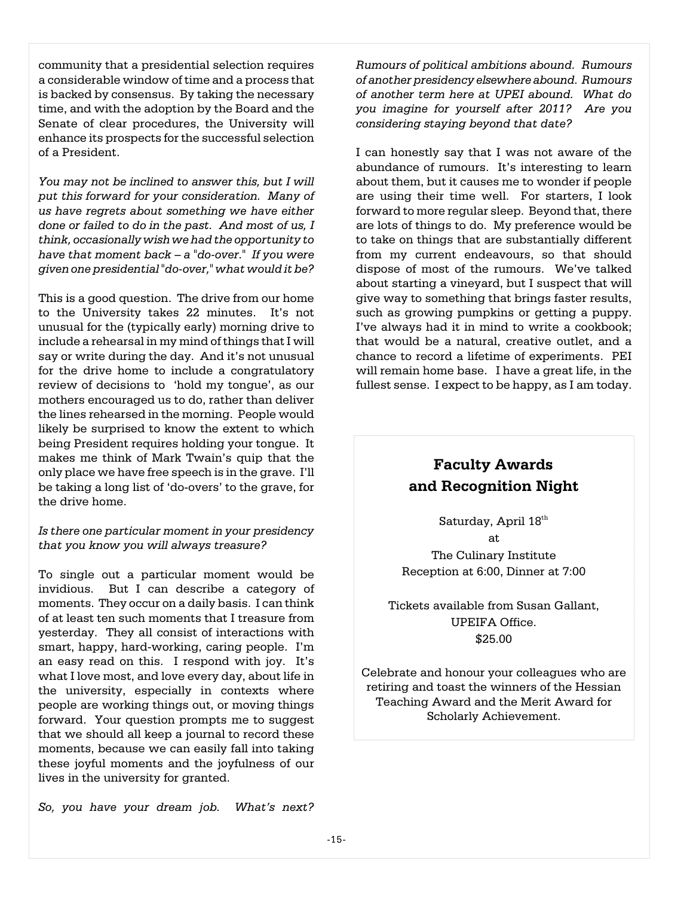community that a presidential selection requires a considerable window of time and a process that is backed by consensus. By taking the necessary time, and with the adoption by the Board and the Senate of clear procedures, the University will enhance its prospects for the successful selection of a President.

*You may not be inclined to answer this, but I will put this forward for your consideration. Many of us have regrets about something we have either done or failed to do in the past. And most of us, I think, occasionally wish we had the opportunity to have that moment back – a "do-over." If you were given one presidential "do-over," what would it be?*

This is a good question. The drive from our home to the University takes 22 minutes. It's not unusual for the (typically early) morning drive to include a rehearsal in my mind of things that I will say or write during the day. And it's not unusual for the drive home to include a congratulatory review of decisions to 'hold my tongue', as our mothers encouraged us to do, rather than deliver the lines rehearsed in the morning. People would likely be surprised to know the extent to which being President requires holding your tongue. It makes me think of Mark Twain's quip that the only place we have free speech is in the grave. I'll be taking a long list of 'do-overs' to the grave, for the drive home.

*Is there one particular moment in your presidency that you know you will always treasure?*

To single out a particular moment would be invidious. But I can describe a category of moments. They occur on a daily basis. I can think of at least ten such moments that I treasure from yesterday. They all consist of interactions with smart, happy, hard-working, caring people. I'm an easy read on this. I respond with joy. It's what I love most, and love every day, about life in the university, especially in contexts where people are working things out, or moving things forward. Your question prompts me to suggest that we should all keep a journal to record these moments, because we can easily fall into taking these joyful moments and the joyfulness of our lives in the university for granted.

*So, you have your dream job. What's next? Rumours of political ambitions abound. Rumours of another presidency elsewhere abound. Rumours of another term here at UPEI abound. What do you imagine for yourself after 2011? Are you considering staying beyond that date?*

I can honestly say that I was not aware of the abundance of rumours. It's interesting to learn about them, but it causes me to wonder if people are using their time well. For starters, I look forward to more regular sleep. Beyond that, there are lots of things to do. My preference would be to take on things that are substantially different from my current endeavours, so that should dispose of most of the rumours. We've talked about starting a vineyard, but I suspect that will give way to something that brings faster results, such as growing pumpkins or getting a puppy. I've always had it in mind to write a cookbook; that would be a natural, creative outlet, and a chance to record a lifetime of experiments. PEI will remain home base. I have a great life, in the fullest sense. I expect to be happy, as I am today.

## Faculty Awards and Recognition Night

Saturday, April 18th
at
The Culinary Institute
Reception at 6:00, Dinner at 7:00

Tickets available from Susan Gallant, UPEIFA Office.
$25.00

Celebrate and honour your colleagues who are retiring and toast the winners of the Hessian Teaching Award and the Merit Award for Scholarly Achievement.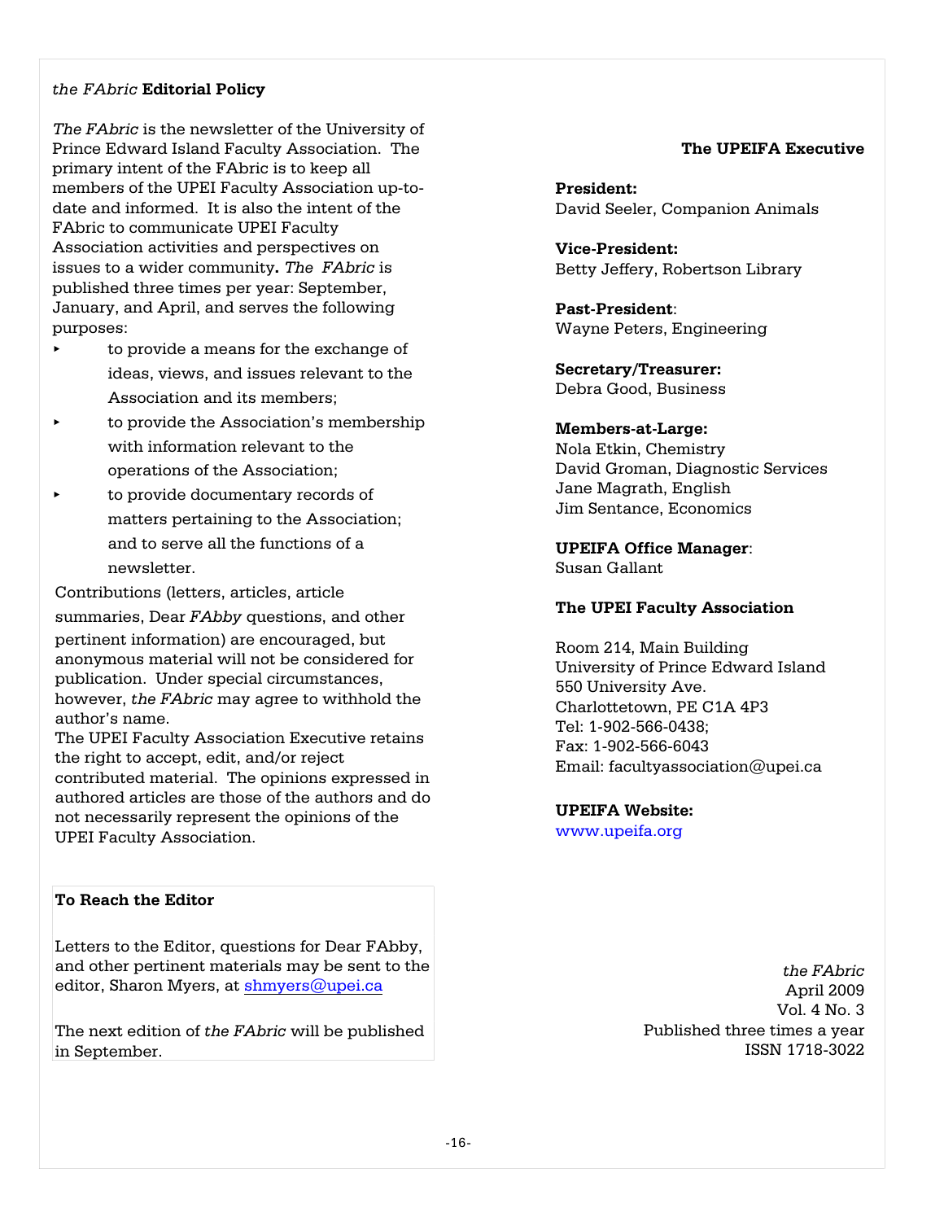## *the FAbric* Editorial Policy

*The FAbric* is the newsletter of the University of Prince Edward Island Faculty Association. The primary intent of the FAbric is to keep all members of the UPEI Faculty Association up-to-date and informed. It is also the intent of the FAbric to communicate UPEI Faculty Association activities and perspectives on issues to a wider community**.** *The FAbric* is published three times per year: September, January, and April, and serves the following purposes:

- to provide a means for the exchange of ideas, views, and issues relevant to the Association and its members;
- to provide the Association's membership with information relevant to the operations of the Association;
- to provide documentary records of matters pertaining to the Association; and to serve all the functions of a newsletter.

Contributions (letters, articles, article summaries, Dear *FAbby* questions, and other pertinent information) are encouraged, but anonymous material will not be considered for publication. Under special circumstances, however, *the FAbric* may agree to withhold the author's name.

The UPEI Faculty Association Executive retains the right to accept, edit, and/or reject contributed material. The opinions expressed in authored articles are those of the authors and do not necessarily represent the opinions of the UPEI Faculty Association.

### To Reach the Editor

Letters to the Editor, questions for Dear FAbby, and other pertinent materials may be sent to the editor, Sharon Myers, at shmyers@upei.ca

The next edition of *the FAbric* will be published in September.

### The UPEIFA Executive

**President:**
David Seeler, Companion Animals

**Vice-President:**
Betty Jeffery, Robertson Library

**Past-President**:
Wayne Peters, Engineering

**Secretary/Treasurer:**
Debra Good, Business

**Members-at-Large:**
Nola Etkin, Chemistry
David Groman, Diagnostic Services
Jane Magrath, English
Jim Sentance, Economics

**UPEIFA Office Manager**:
Susan Gallant

### The UPEI Faculty Association

Room 214, Main Building
University of Prince Edward Island
550 University Ave.
Charlottetown, PE C1A 4P3
Tel: 1-902-566-0438;
Fax: 1-902-566-6043
Email: facultyassociation@upei.ca

**UPEIFA Website:**
www.upeifa.org

*the FAbric*
April 2009
Vol. 4 No. 3
Published three times a year
ISSN 1718-3022